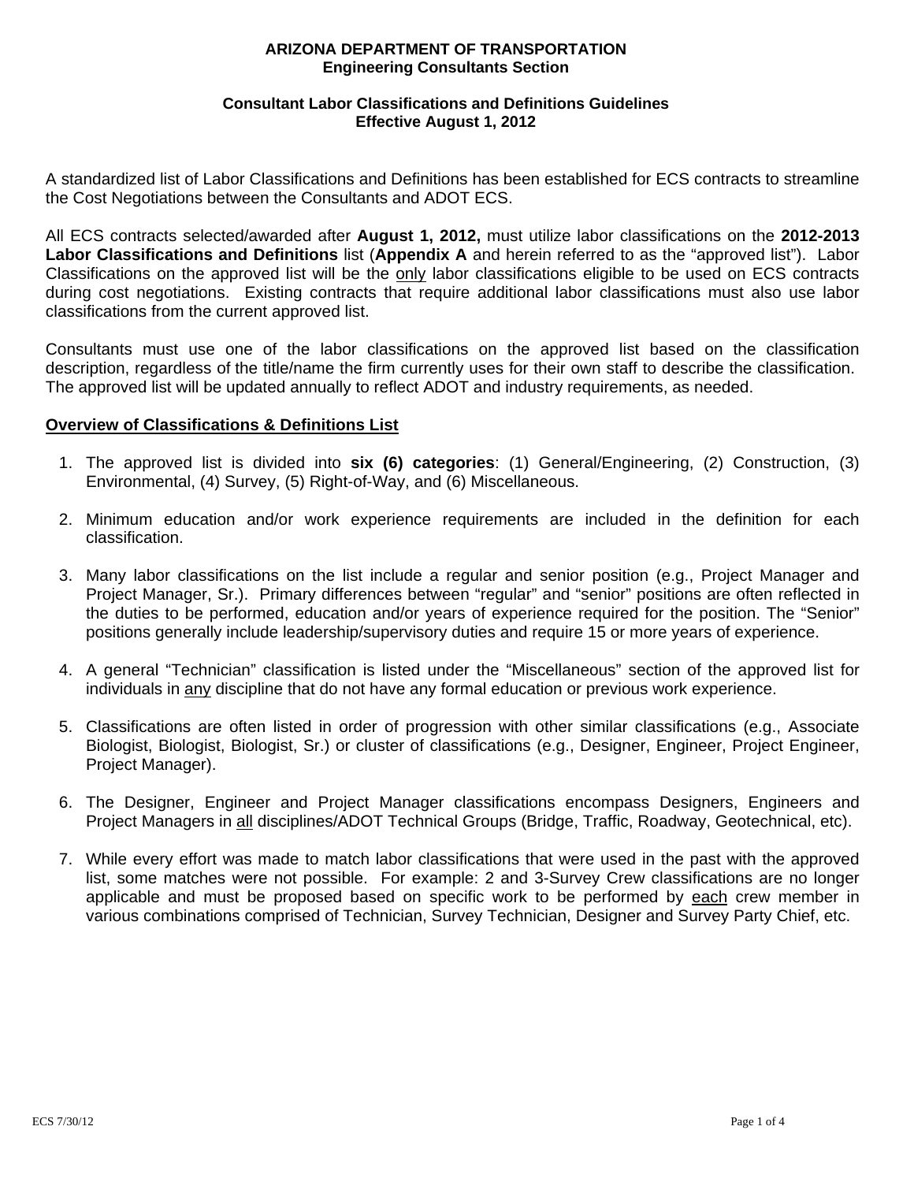**ARIZONA DEPARTMENT OF TRANSPORTATION**
**Engineering Consultants Section**

**Consultant Labor Classifications and Definitions Guidelines**
**Effective August 1, 2012**

A standardized list of Labor Classifications and Definitions has been established for ECS contracts to streamline the Cost Negotiations between the Consultants and ADOT ECS.

All ECS contracts selected/awarded after **August 1, 2012,** must utilize labor classifications on the **2012-2013 Labor Classifications and Definitions** list (**Appendix A** and herein referred to as the "approved list"). Labor Classifications on the approved list will be the <u>only</u> labor classifications eligible to be used on ECS contracts during cost negotiations. Existing contracts that require additional labor classifications must also use labor classifications from the current approved list.

Consultants must use one of the labor classifications on the approved list based on the classification description, regardless of the title/name the firm currently uses for their own staff to describe the classification. The approved list will be updated annually to reflect ADOT and industry requirements, as needed.

## <u>Overview of Classifications & Definitions List</u>

1. The approved list is divided into **six (6) categories**: (1) General/Engineering, (2) Construction, (3) Environmental, (4) Survey, (5) Right-of-Way, and (6) Miscellaneous.

2. Minimum education and/or work experience requirements are included in the definition for each classification.

3. Many labor classifications on the list include a regular and senior position (e.g., Project Manager and Project Manager, Sr.). Primary differences between "regular" and "senior" positions are often reflected in the duties to be performed, education and/or years of experience required for the position. The "Senior" positions generally include leadership/supervisory duties and require 15 or more years of experience.

4. A general "Technician" classification is listed under the "Miscellaneous" section of the approved list for individuals in <u>any</u> discipline that do not have any formal education or previous work experience.

5. Classifications are often listed in order of progression with other similar classifications (e.g., Associate Biologist, Biologist, Biologist, Sr.) or cluster of classifications (e.g., Designer, Engineer, Project Engineer, Project Manager).

6. The Designer, Engineer and Project Manager classifications encompass Designers, Engineers and Project Managers in <u>all</u> disciplines/ADOT Technical Groups (Bridge, Traffic, Roadway, Geotechnical, etc).

7. While every effort was made to match labor classifications that were used in the past with the approved list, some matches were not possible. For example: 2 and 3-Survey Crew classifications are no longer applicable and must be proposed based on specific work to be performed by <u>each</u> crew member in various combinations comprised of Technician, Survey Technician, Designer and Survey Party Chief, etc.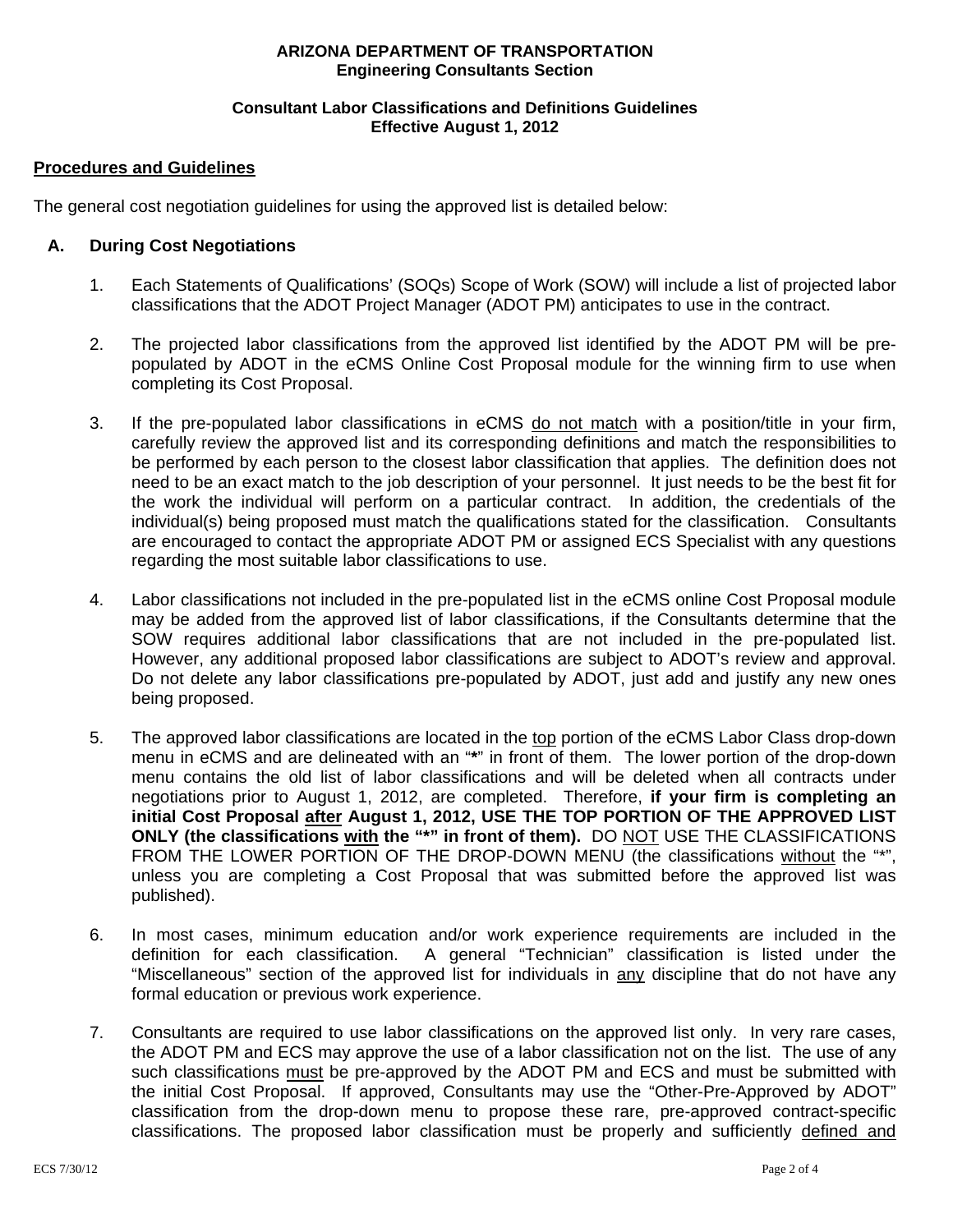**ARIZONA DEPARTMENT OF TRANSPORTATION**
**Engineering Consultants Section**

**Consultant Labor Classifications and Definitions Guidelines**
**Effective August 1, 2012**

## Procedures and Guidelines

The general cost negotiation guidelines for using the approved list is detailed below:

### A. During Cost Negotiations

1. Each Statements of Qualifications' (SOQs) Scope of Work (SOW) will include a list of projected labor classifications that the ADOT Project Manager (ADOT PM) anticipates to use in the contract.

2. The projected labor classifications from the approved list identified by the ADOT PM will be pre-populated by ADOT in the eCMS Online Cost Proposal module for the winning firm to use when completing its Cost Proposal.

3. If the pre-populated labor classifications in eCMS do not match with a position/title in your firm, carefully review the approved list and its corresponding definitions and match the responsibilities to be performed by each person to the closest labor classification that applies. The definition does not need to be an exact match to the job description of your personnel. It just needs to be the best fit for the work the individual will perform on a particular contract. In addition, the credentials of the individual(s) being proposed must match the qualifications stated for the classification. Consultants are encouraged to contact the appropriate ADOT PM or assigned ECS Specialist with any questions regarding the most suitable labor classifications to use.

4. Labor classifications not included in the pre-populated list in the eCMS online Cost Proposal module may be added from the approved list of labor classifications, if the Consultants determine that the SOW requires additional labor classifications that are not included in the pre-populated list. However, any additional proposed labor classifications are subject to ADOT's review and approval. Do not delete any labor classifications pre-populated by ADOT, just add and justify any new ones being proposed.

5. The approved labor classifications are located in the top portion of the eCMS Labor Class drop-down menu in eCMS and are delineated with an "**\***" in front of them. The lower portion of the drop-down menu contains the old list of labor classifications and will be deleted when all contracts under negotiations prior to August 1, 2012, are completed. Therefore, **if your firm is completing an initial Cost Proposal after August 1, 2012, USE THE TOP PORTION OF THE APPROVED LIST ONLY (the classifications with the "\*" in front of them).** DO NOT USE THE CLASSIFICATIONS FROM THE LOWER PORTION OF THE DROP-DOWN MENU (the classifications without the "*", unless you are completing a Cost Proposal that was submitted before the approved list was published).

6. In most cases, minimum education and/or work experience requirements are included in the definition for each classification. A general "Technician" classification is listed under the "Miscellaneous" section of the approved list for individuals in any discipline that do not have any formal education or previous work experience.

7. Consultants are required to use labor classifications on the approved list only. In very rare cases, the ADOT PM and ECS may approve the use of a labor classification not on the list. The use of any such classifications must be pre-approved by the ADOT PM and ECS and must be submitted with the initial Cost Proposal. If approved, Consultants may use the "Other-Pre-Approved by ADOT" classification from the drop-down menu to propose these rare, pre-approved contract-specific classifications. The proposed labor classification must be properly and sufficiently defined and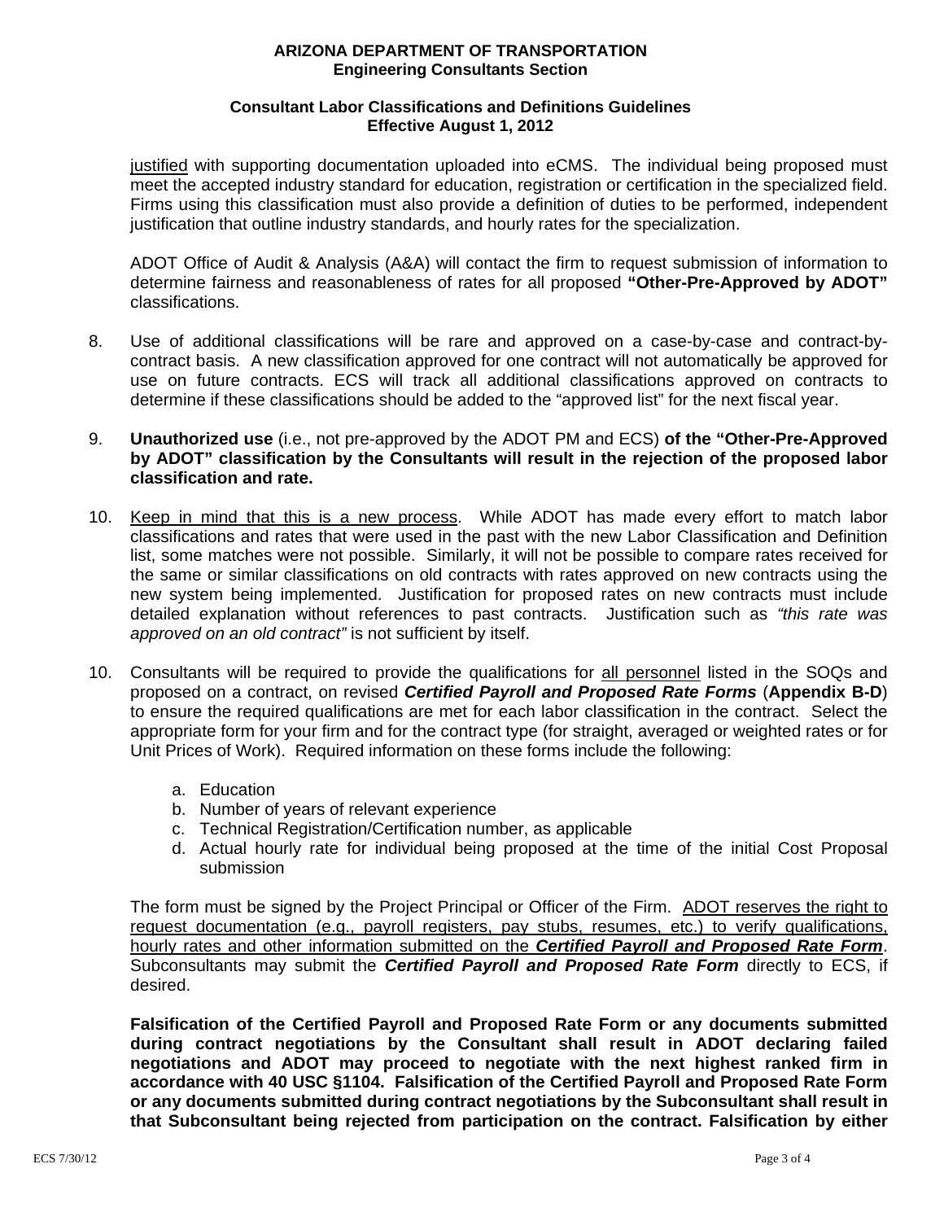justified with supporting documentation uploaded into eCMS. The individual being proposed must meet the accepted industry standard for education, registration or certification in the specialized field. Firms using this classification must also provide a definition of duties to be performed, independent justification that outline industry standards, and hourly rates for the specialization.

ADOT Office of Audit & Analysis (A&A) will contact the firm to request submission of information to determine fairness and reasonableness of rates for all proposed **"Other-Pre-Approved by ADOT"** classifications.

8. Use of additional classifications will be rare and approved on a case-by-case and contract-by-contract basis. A new classification approved for one contract will not automatically be approved for use on future contracts. ECS will track all additional classifications approved on contracts to determine if these classifications should be added to the "approved list" for the next fiscal year.

9. **Unauthorized use** (i.e., not pre-approved by the ADOT PM and ECS) **of the "Other-Pre-Approved by ADOT" classification by the Consultants will result in the rejection of the proposed labor classification and rate.**

10. Keep in mind that this is a new process. While ADOT has made every effort to match labor classifications and rates that were used in the past with the new Labor Classification and Definition list, some matches were not possible. Similarly, it will not be possible to compare rates received for the same or similar classifications on old contracts with rates approved on new contracts using the new system being implemented. Justification for proposed rates on new contracts must include detailed explanation without references to past contracts. Justification such as *"this rate was approved on an old contract"* is not sufficient by itself.

10. Consultants will be required to provide the qualifications for all personnel listed in the SOQs and proposed on a contract, on revised ***Certified Payroll and Proposed Rate Forms*** (**Appendix B-D**) to ensure the required qualifications are met for each labor classification in the contract. Select the appropriate form for your firm and for the contract type (for straight, averaged or weighted rates or for Unit Prices of Work). Required information on these forms include the following:

    a. Education
    b. Number of years of relevant experience
    c. Technical Registration/Certification number, as applicable
    d. Actual hourly rate for individual being proposed at the time of the initial Cost Proposal submission

    The form must be signed by the Project Principal or Officer of the Firm. ADOT reserves the right to request documentation (e.g., payroll registers, pay stubs, resumes, etc.) to verify qualifications, hourly rates and other information submitted on the ***Certified Payroll and Proposed Rate Form***. Subconsultants may submit the ***Certified Payroll and Proposed Rate Form*** directly to ECS, if desired.

    **Falsification of the Certified Payroll and Proposed Rate Form or any documents submitted during contract negotiations by the Consultant shall result in ADOT declaring failed negotiations and ADOT may proceed to negotiate with the next highest ranked firm in accordance with 40 USC §1104. Falsification of the Certified Payroll and Proposed Rate Form or any documents submitted during contract negotiations by the Subconsultant shall result in that Subconsultant being rejected from participation on the contract. Falsification by either**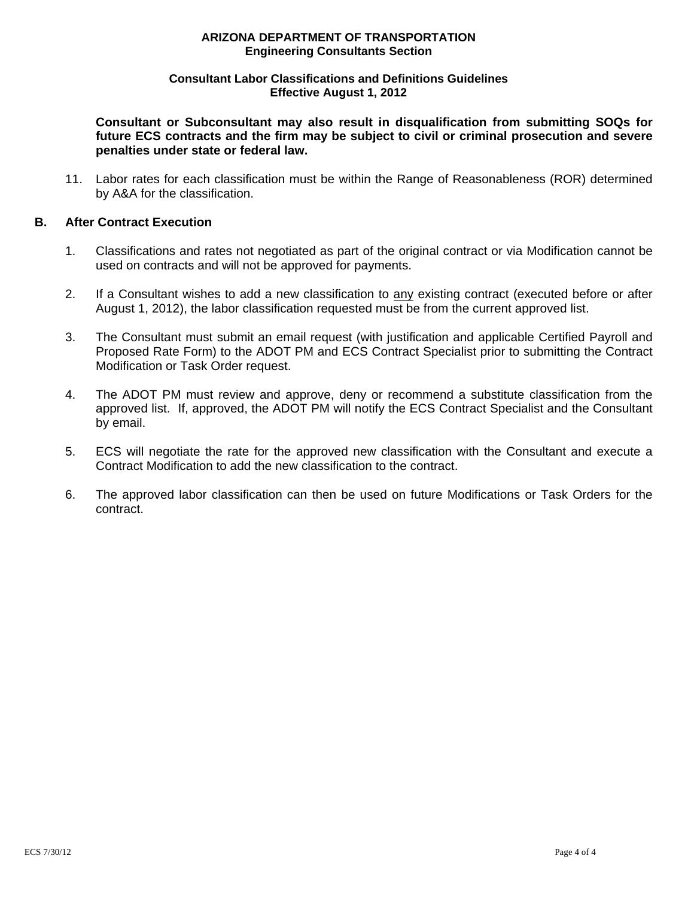**Consultant or Subconsultant may also result in disqualification from submitting SOQs for future ECS contracts and the firm may be subject to civil or criminal prosecution and severe penalties under state or federal law.**

11. Labor rates for each classification must be within the Range of Reasonableness (ROR) determined by A&A for the classification.

## B. After Contract Execution

1. Classifications and rates not negotiated as part of the original contract or via Modification cannot be used on contracts and will not be approved for payments.

2. If a Consultant wishes to add a new classification to <u>any</u> existing contract (executed before or after August 1, 2012), the labor classification requested must be from the current approved list.

3. The Consultant must submit an email request (with justification and applicable Certified Payroll and Proposed Rate Form) to the ADOT PM and ECS Contract Specialist prior to submitting the Contract Modification or Task Order request.

4. The ADOT PM must review and approve, deny or recommend a substitute classification from the approved list. If, approved, the ADOT PM will notify the ECS Contract Specialist and the Consultant by email.

5. ECS will negotiate the rate for the approved new classification with the Consultant and execute a Contract Modification to add the new classification to the contract.

6. The approved labor classification can then be used on future Modifications or Task Orders for the contract.